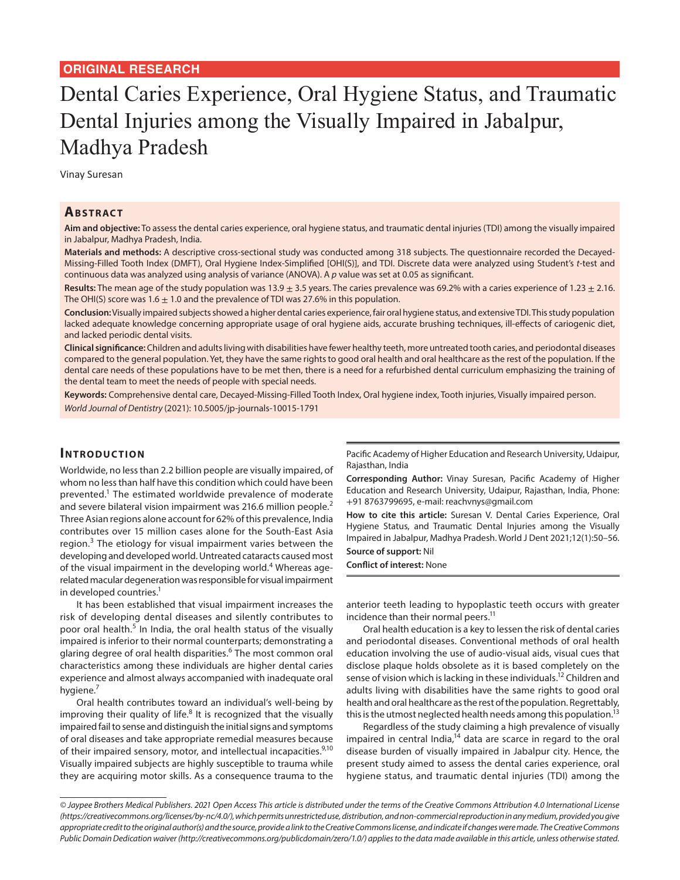ORIGINAL RESEARCH

# Dental Caries Experience, Oral Hygiene Status, and Traumatic Dental Injuries among the Visually Impaired in Jabalpur, Madhya Pradesh

Vinay Suresan

## Abstract

**Aim and objective:** To assess the dental caries experience, oral hygiene status, and traumatic dental injuries (TDI) among the visually impaired in Jabalpur, Madhya Pradesh, India.

**Materials and methods:** A descriptive cross-sectional study was conducted among 318 subjects. The questionnaire recorded the Decayed-Missing-Filled Tooth Index (DMFT), Oral Hygiene Index-Simplified [OHI(S)], and TDI. Discrete data were analyzed using Student's *t*-test and continuous data was analyzed using analysis of variance (ANOVA). A *p* value was set at 0.05 as significant.

**Results:** The mean age of the study population was 13.9 ± 3.5 years. The caries prevalence was 69.2% with a caries experience of 1.23 ± 2.16. The OHI(S) score was 1.6 ± 1.0 and the prevalence of TDI was 27.6% in this population.

**Conclusion:** Visually impaired subjects showed a higher dental caries experience, fair oral hygiene status, and extensive TDI. This study population lacked adequate knowledge concerning appropriate usage of oral hygiene aids, accurate brushing techniques, ill-effects of cariogenic diet, and lacked periodic dental visits.

**Clinical significance:** Children and adults living with disabilities have fewer healthy teeth, more untreated tooth caries, and periodontal diseases compared to the general population. Yet, they have the same rights to good oral health and oral healthcare as the rest of the population. If the dental care needs of these populations have to be met then, there is a need for a refurbished dental curriculum emphasizing the training of the dental team to meet the needs of people with special needs.

**Keywords:** Comprehensive dental care, Decayed-Missing-Filled Tooth Index, Oral hygiene index, Tooth injuries, Visually impaired person.

*World Journal of Dentistry* (2021): 10.5005/jp-journals-10015-1791

## Introduction

Worldwide, no less than 2.2 billion people are visually impaired, of whom no less than half have this condition which could have been prevented.[1] The estimated worldwide prevalence of moderate and severe bilateral vision impairment was 216.6 million people.[2] Three Asian regions alone account for 62% of this prevalence, India contributes over 15 million cases alone for the South-East Asia region.[3] The etiology for visual impairment varies between the developing and developed world. Untreated cataracts caused most of the visual impairment in the developing world.[4] Whereas age-related macular degeneration was responsible for visual impairment in developed countries.[1]

It has been established that visual impairment increases the risk of developing dental diseases and silently contributes to poor oral health.[5] In India, the oral health status of the visually impaired is inferior to their normal counterparts; demonstrating a glaring degree of oral health disparities.[6] The most common oral characteristics among these individuals are higher dental caries experience and almost always accompanied with inadequate oral hygiene.[7]

Oral health contributes toward an individual's well-being by improving their quality of life.[8] It is recognized that the visually impaired fail to sense and distinguish the initial signs and symptoms of oral diseases and take appropriate remedial measures because of their impaired sensory, motor, and intellectual incapacities.[9,10] Visually impaired subjects are highly susceptible to trauma while they are acquiring motor skills. As a consequence trauma to the anterior teeth leading to hypoplastic teeth occurs with greater incidence than their normal peers.[11]

Oral health education is a key to lessen the risk of dental caries and periodontal diseases. Conventional methods of oral health education involving the use of audio-visual aids, visual cues that disclose plaque holds obsolete as it is based completely on the sense of vision which is lacking in these individuals.[12] Children and adults living with disabilities have the same rights to good oral health and oral healthcare as the rest of the population. Regrettably, this is the utmost neglected health needs among this population.[13]

Regardless of the study claiming a high prevalence of visually impaired in central India,[14] data are scarce in regard to the oral disease burden of visually impaired in Jabalpur city. Hence, the present study aimed to assess the dental caries experience, oral hygiene status, and traumatic dental injuries (TDI) among the

Pacific Academy of Higher Education and Research University, Udaipur, Rajasthan, India

**Corresponding Author:** Vinay Suresan, Pacific Academy of Higher Education and Research University, Udaipur, Rajasthan, India, Phone: +91 8763799695, e-mail: reachvnys@gmail.com

**How to cite this article:** Suresan V. Dental Caries Experience, Oral Hygiene Status, and Traumatic Dental Injuries among the Visually Impaired in Jabalpur, Madhya Pradesh. World J Dent 2021;12(1):50–56.

**Source of support:** Nil

**Conflict of interest:** None

*© Jaypee Brothers Medical Publishers. 2021 Open Access This article is distributed under the terms of the Creative Commons Attribution 4.0 International License (https://creativecommons.org/licenses/by-nc/4.0/), which permits unrestricted use, distribution, and non-commercial reproduction in any medium, provided you give appropriate credit to the original author(s) and the source, provide a link to the Creative Commons license, and indicate if changes were made. The Creative Commons Public Domain Dedication waiver (http://creativecommons.org/publicdomain/zero/1.0/) applies to the data made available in this article, unless otherwise stated.*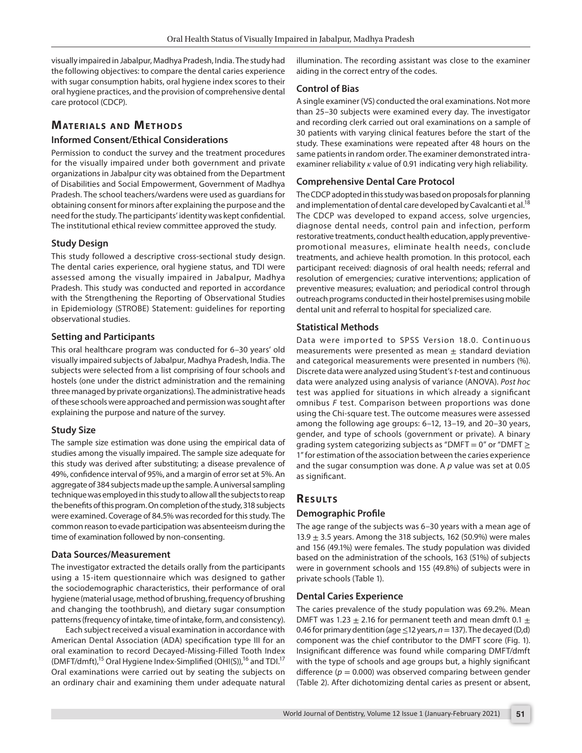visually impaired in Jabalpur, Madhya Pradesh, India. The study had the following objectives: to compare the dental caries experience with sugar consumption habits, oral hygiene index scores to their oral hygiene practices, and the provision of comprehensive dental care protocol (CDCP).

## Materials and Methods

### Informed Consent/Ethical Considerations

Permission to conduct the survey and the treatment procedures for the visually impaired under both government and private organizations in Jabalpur city was obtained from the Department of Disabilities and Social Empowerment, Government of Madhya Pradesh. The school teachers/wardens were used as guardians for obtaining consent for minors after explaining the purpose and the need for the study. The participants' identity was kept confidential. The institutional ethical review committee approved the study.

### Study Design

This study followed a descriptive cross-sectional study design. The dental caries experience, oral hygiene status, and TDI were assessed among the visually impaired in Jabalpur, Madhya Pradesh. This study was conducted and reported in accordance with the Strengthening the Reporting of Observational Studies in Epidemiology (STROBE) Statement: guidelines for reporting observational studies.

### Setting and Participants

This oral healthcare program was conducted for 6–30 years' old visually impaired subjects of Jabalpur, Madhya Pradesh, India. The subjects were selected from a list comprising of four schools and hostels (one under the district administration and the remaining three managed by private organizations). The administrative heads of these schools were approached and permission was sought after explaining the purpose and nature of the survey.

### Study Size

The sample size estimation was done using the empirical data of studies among the visually impaired. The sample size adequate for this study was derived after substituting; a disease prevalence of 49%, confidence interval of 95%, and a margin of error set at 5%. An aggregate of 384 subjects made up the sample. A universal sampling technique was employed in this study to allow all the subjects to reap the benefits of this program. On completion of the study, 318 subjects were examined. Coverage of 84.5% was recorded for this study. The common reason to evade participation was absenteeism during the time of examination followed by non-consenting.

### Data Sources/Measurement

The investigator extracted the details orally from the participants using a 15-item questionnaire which was designed to gather the sociodemographic characteristics, their performance of oral hygiene (material usage, method of brushing, frequency of brushing and changing the toothbrush), and dietary sugar consumption patterns (frequency of intake, time of intake, form, and consistency).

Each subject received a visual examination in accordance with American Dental Association (ADA) specification type III for an oral examination to record Decayed-Missing-Filled Tooth Index (DMFT/dmft),[15] Oral Hygiene Index-Simplified (OHI(S)),[16] and TDI.[17] Oral examinations were carried out by seating the subjects on an ordinary chair and examining them under adequate natural illumination. The recording assistant was close to the examiner aiding in the correct entry of the codes.

### Control of Bias

A single examiner (VS) conducted the oral examinations. Not more than 25–30 subjects were examined every day. The investigator and recording clerk carried out oral examinations on a sample of 30 patients with varying clinical features before the start of the study. These examinations were repeated after 48 hours on the same patients in random order. The examiner demonstrated intra-examiner reliability $\kappa$ value of 0.91 indicating very high reliability.

### Comprehensive Dental Care Protocol

The CDCP adopted in this study was based on proposals for planning and implementation of dental care developed by Cavalcanti et al.[18] The CDCP was developed to expand access, solve urgencies, diagnose dental needs, control pain and infection, perform restorative treatments, conduct health education, apply preventive-promotional measures, eliminate health needs, conclude treatments, and achieve health promotion. In this protocol, each participant received: diagnosis of oral health needs; referral and resolution of emergencies; curative interventions; application of preventive measures; evaluation; and periodical control through outreach programs conducted in their hostel premises using mobile dental unit and referral to hospital for specialized care.

### Statistical Methods

Data were imported to SPSS Version 18.0. Continuous measurements were presented as mean $\pm$ standard deviation and categorical measurements were presented in numbers (%). Discrete data were analyzed using Student's *t*-test and continuous data were analyzed using analysis of variance (ANOVA). *Post hoc* test was applied for situations in which already a significant omnibus *F* test. Comparison between proportions was done using the Chi-square test. The outcome measures were assessed among the following age groups: 6–12, 13–19, and 20–30 years, gender, and type of schools (government or private). A binary grading system categorizing subjects as "DMFT = 0" or "DMFT $\geq$ 1" for estimation of the association between the caries experience and the sugar consumption was done. A *p* value was set at 0.05 as significant.

## Results

### Demographic Profile

The age range of the subjects was 6–30 years with a mean age of 13.9 $\pm$ 3.5 years. Among the 318 subjects, 162 (50.9%) were males and 156 (49.1%) were females. The study population was divided based on the administration of the schools, 163 (51%) of subjects were in government schools and 155 (49.8%) of subjects were in private schools (Table 1).

### Dental Caries Experience

The caries prevalence of the study population was 69.2%. Mean DMFT was 1.23 $\pm$ 2.16 for permanent teeth and mean dmft 0.1 $\pm$ 0.46 for primary dentition (age $\leq$12 years, $n = 137$). The decayed (D,d) component was the chief contributor to the DMFT score (Fig. 1). Insignificant difference was found while comparing DMFT/dmft with the type of schools and age groups but, a highly significant difference ($p = 0.000$) was observed comparing between gender (Table 2). After dichotomizing dental caries as present or absent,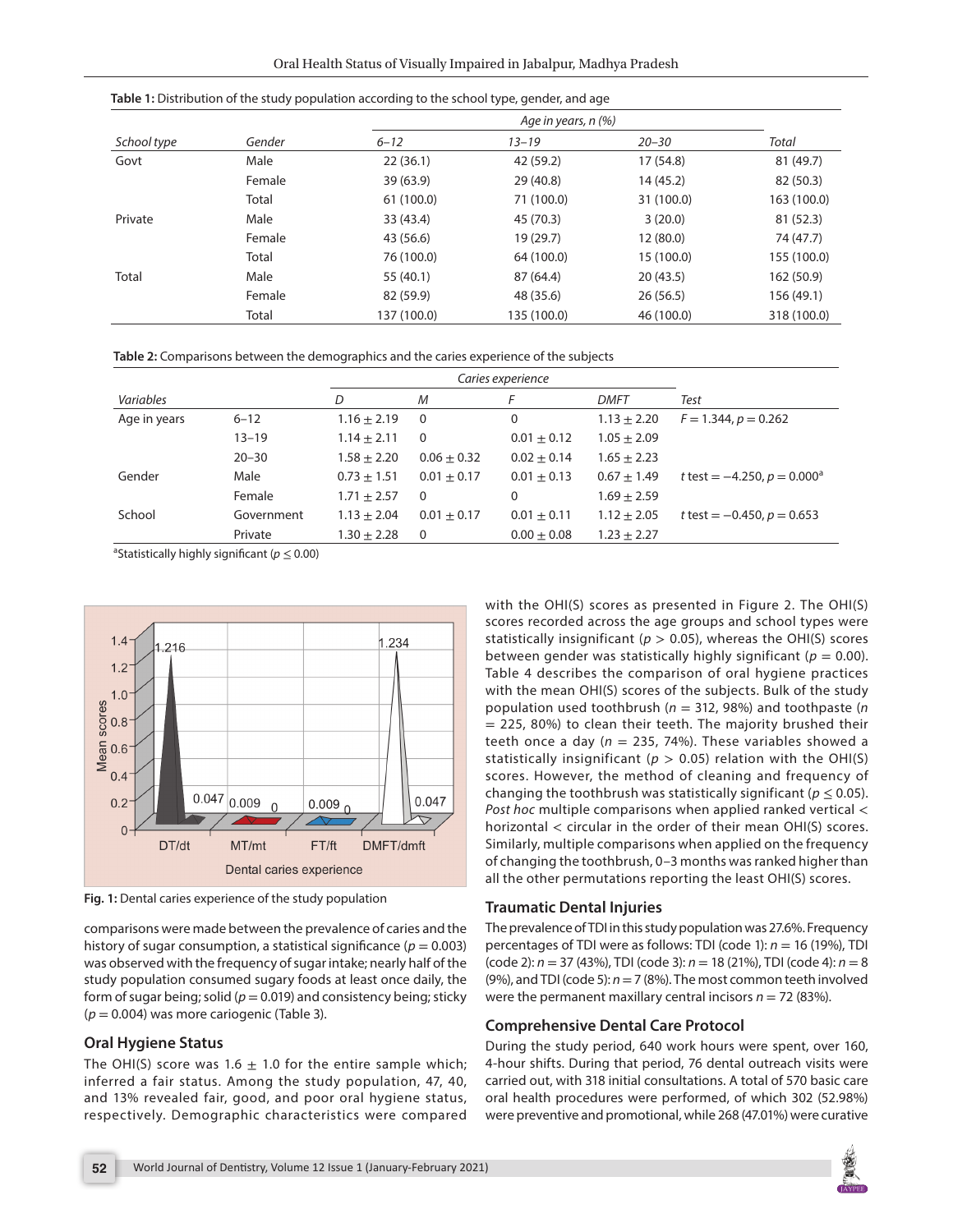**Table 1:** Distribution of the study population according to the school type, gender, and age

| School type | Gender | Age in years, n (%) | | | Total |
|---|---|---|---|---|---|
| | | 6–12 | 13–19 | 20–30 | |
| Govt | Male | 22 (36.1) | 42 (59.2) | 17 (54.8) | 81 (49.7) |
| | Female | 39 (63.9) | 29 (40.8) | 14 (45.2) | 82 (50.3) |
| | Total | 61 (100.0) | 71 (100.0) | 31 (100.0) | 163 (100.0) |
| Private | Male | 33 (43.4) | 45 (70.3) | 3 (20.0) | 81 (52.3) |
| | Female | 43 (56.6) | 19 (29.7) | 12 (80.0) | 74 (47.7) |
| | Total | 76 (100.0) | 64 (100.0) | 15 (100.0) | 155 (100.0) |
| Total | Male | 55 (40.1) | 87 (64.4) | 20 (43.5) | 162 (50.9) |
| | Female | 82 (59.9) | 48 (35.6) | 26 (56.5) | 156 (49.1) |
| | Total | 137 (100.0) | 135 (100.0) | 46 (100.0) | 318 (100.0) |

**Table 2:** Comparisons between the demographics and the caries experience of the subjects

| Variables | | Caries experience | | | | Test |
|---|---|---|---|---|---|---|
| | | D | M | F | DMFT | |
| Age in years | 6–12 | 1.16 ± 2.19 | 0 | 0 | 1.13 ± 2.20 | $F = 1.344, p = 0.262$ |
| | 13–19 | 1.14 ± 2.11 | 0 | 0.01 ± 0.12 | 1.05 ± 2.09 | |
| | 20–30 | 1.58 ± 2.20 | 0.06 ± 0.32 | 0.02 ± 0.14 | 1.65 ± 2.23 | |
| Gender | Male | 0.73 ± 1.51 | 0.01 ± 0.17 | 0.01 ± 0.13 | 0.67 ± 1.49 | $t$ test = −4.250, $p = 0.000$[a] |
| | Female | 1.71 ± 2.57 | 0 | 0 | 1.69 ± 2.59 | |
| School | Government | 1.13 ± 2.04 | 0.01 ± 0.17 | 0.01 ± 0.11 | 1.12 ± 2.05 | $t$ test = −0.450, $p = 0.653$ |
| | Private | 1.30 ± 2.28 | 0 | 0.00 ± 0.08 | 1.23 ± 2.27 | |

[a]Statistically highly significant ($p \leq 0.00$)

Fig. 1: Dental caries experience of the study population

comparisons were made between the prevalence of caries and the history of sugar consumption, a statistical significance ($p = 0.003$) was observed with the frequency of sugar intake; nearly half of the study population consumed sugary foods at least once daily, the form of sugar being; solid ($p = 0.019$) and consistency being; sticky ($p = 0.004$) was more cariogenic (Table 3).

## Oral Hygiene Status

The OHI(S) score was 1.6 ± 1.0 for the entire sample which; inferred a fair status. Among the study population, 47, 40, and 13% revealed fair, good, and poor oral hygiene status, respectively. Demographic characteristics were compared with the OHI(S) scores as presented in Figure 2. The OHI(S) scores recorded across the age groups and school types were statistically insignificant ($p > 0.05$), whereas the OHI(S) scores between gender was statistically highly significant ($p = 0.00$). Table 4 describes the comparison of oral hygiene practices with the mean OHI(S) scores of the subjects. Bulk of the study population used toothbrush ($n = 312$, 98%) and toothpaste ($n = 225$, 80%) to clean their teeth. The majority brushed their teeth once a day ($n = 235$, 74%). These variables showed a statistically insignificant ($p > 0.05$) relation with the OHI(S) scores. However, the method of cleaning and frequency of changing the toothbrush was statistically significant ($p \leq 0.05$). *Post hoc* multiple comparisons when applied ranked vertical < horizontal < circular in the order of their mean OHI(S) scores. Similarly, multiple comparisons when applied on the frequency of changing the toothbrush, 0–3 months was ranked higher than all the other permutations reporting the least OHI(S) scores.

## Traumatic Dental Injuries

The prevalence of TDI in this study population was 27.6%. Frequency percentages of TDI were as follows: TDI (code 1): $n = 16$ (19%), TDI (code 2): $n = 37$ (43%), TDI (code 3): $n = 18$ (21%), TDI (code 4): $n = 8$ (9%), and TDI (code 5): $n = 7$ (8%). The most common teeth involved were the permanent maxillary central incisors $n = 72$ (83%).

## Comprehensive Dental Care Protocol

During the study period, 640 work hours were spent, over 160, 4-hour shifts. During that period, 76 dental outreach visits were carried out, with 318 initial consultations. A total of 570 basic care oral health procedures were performed, of which 302 (52.98%) were preventive and promotional, while 268 (47.01%) were curative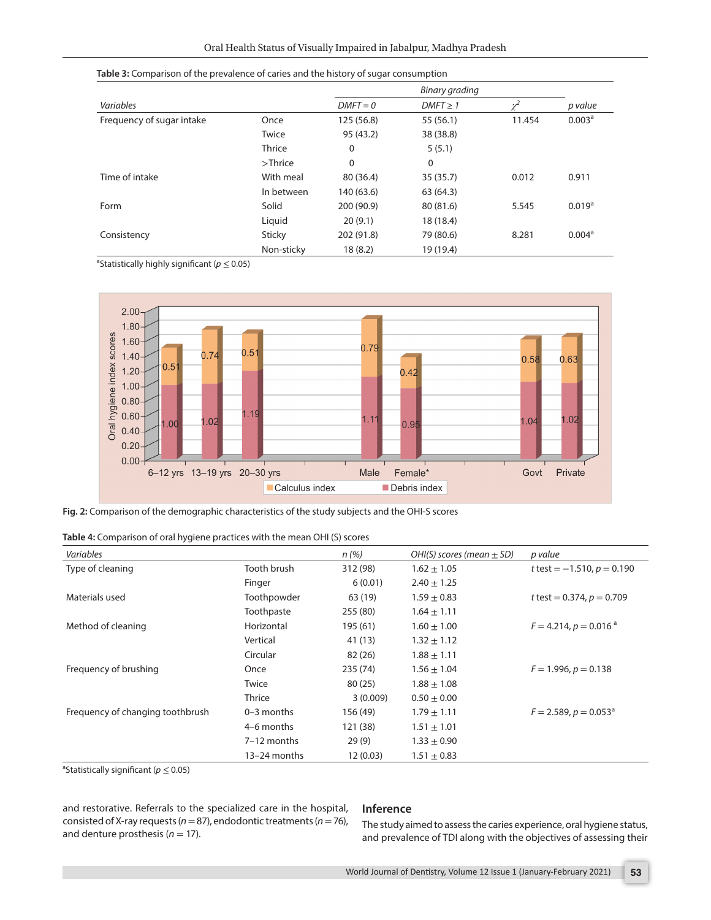**Table 3:** Comparison of the prevalence of caries and the history of sugar consumption

| Variables | | Binary grading | | | |
|---|---|---|---|---|---|
| | | *DMFT = 0* | *DMFT ≥ 1* | $\chi^2$ | *p value* |
| Frequency of sugar intake | Once | 125 (56.8) | 55 (56.1) | 11.454 | 0.003[a] |
| | Twice | 95 (43.2) | 38 (38.8) | | |
| | Thrice | 0 | 5 (5.1) | | |
| | >Thrice | 0 | 0 | | |
| Time of intake | With meal | 80 (36.4) | 35 (35.7) | 0.012 | 0.911 |
| | In between | 140 (63.6) | 63 (64.3) | | |
| Form | Solid | 200 (90.9) | 80 (81.6) | 5.545 | 0.019[a] |
| | Liquid | 20 (9.1) | 18 (18.4) | | |
| Consistency | Sticky | 202 (91.8) | 79 (80.6) | 8.281 | 0.004[a] |
| | Non-sticky | 18 (8.2) | 19 (19.4) | | |

[a]Statistically highly significant ($p \leq 0.05$)

| | Debris index | Calculus index |
|---|---|---|
| 6–12 yrs | 1.00 | 0.51 |
| 13–19 yrs | 1.02 | 0.74 |
| 20–30 yrs | 1.19 | 0.51 |
| Male | 1.11 | 0.79 |
| Female* | 0.95 | 0.42 |
| Govt | 1.04 | 0.58 |
| Private | 1.02 | 0.63 |

**Fig. 2:** Comparison of the demographic characteristics of the study subjects and the OHI-S scores

**Table 4:** Comparison of oral hygiene practices with the mean OHI (S) scores

| *Variables* | | *n (%)* | *OHI(S) scores (mean ± SD)* | *p value* |
|---|---|---|---|---|
| Type of cleaning | Tooth brush | 312 (98) | 1.62 ± 1.05 | *t* test = −1.510, *p* = 0.190 |
| | Finger | 6 (0.01) | 2.40 ± 1.25 | |
| Materials used | Toothpowder | 63 (19) | 1.59 ± 0.83 | *t* test = 0.374, *p* = 0.709 |
| | Toothpaste | 255 (80) | 1.64 ± 1.11 | |
| Method of cleaning | Horizontal | 195 (61) | 1.60 ± 1.00 | *F* = 4.214, *p* = 0.016[a] |
| | Vertical | 41 (13) | 1.32 ± 1.12 | |
| | Circular | 82 (26) | 1.88 ± 1.11 | |
| Frequency of brushing | Once | 235 (74) | 1.56 ± 1.04 | *F* = 1.996, *p* = 0.138 |
| | Twice | 80 (25) | 1.88 ± 1.08 | |
| | Thrice | 3 (0.009) | 0.50 ± 0.00 | |
| Frequency of changing toothbrush | 0–3 months | 156 (49) | 1.79 ± 1.11 | *F* = 2.589, *p* = 0.053[a] |
| | 4–6 months | 121 (38) | 1.51 ± 1.01 | |
| | 7–12 months | 29 (9) | 1.33 ± 0.90 | |
| | 13–24 months | 12 (0.03) | 1.51 ± 0.83 | |

[a]Statistically significant ($p \leq 0.05$)

and restorative. Referrals to the specialized care in the hospital, consisted of X-ray requests ($n = 87$), endodontic treatments ($n = 76$), and denture prosthesis ($n = 17$).

## Inference

The study aimed to assess the caries experience, oral hygiene status, and prevalence of TDI along with the objectives of assessing their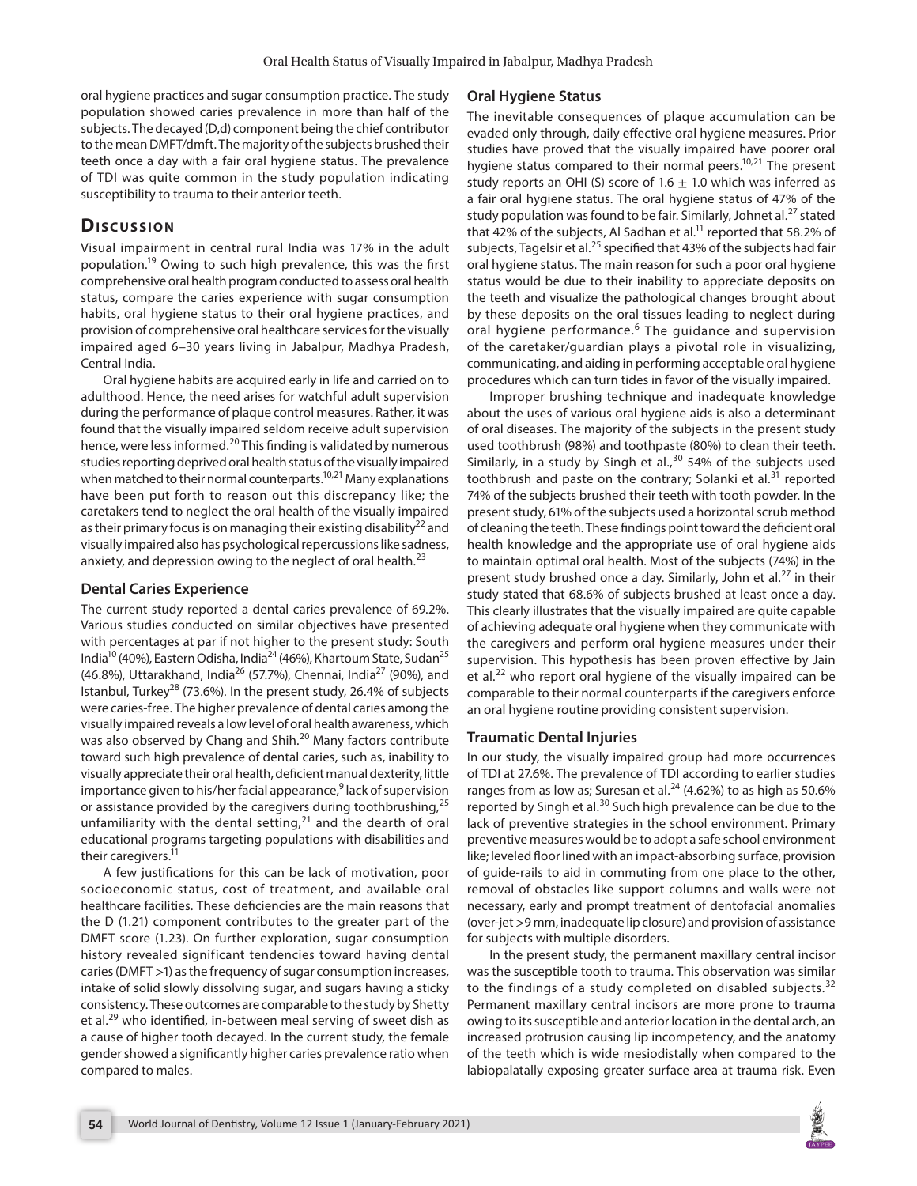oral hygiene practices and sugar consumption practice. The study population showed caries prevalence in more than half of the subjects. The decayed (D,d) component being the chief contributor to the mean DMFT/dmft. The majority of the subjects brushed their teeth once a day with a fair oral hygiene status. The prevalence of TDI was quite common in the study population indicating susceptibility to trauma to their anterior teeth.

## Discussion

Visual impairment in central rural India was 17% in the adult population.[19] Owing to such high prevalence, this was the first comprehensive oral health program conducted to assess oral health status, compare the caries experience with sugar consumption habits, oral hygiene status to their oral hygiene practices, and provision of comprehensive oral healthcare services for the visually impaired aged 6–30 years living in Jabalpur, Madhya Pradesh, Central India.

Oral hygiene habits are acquired early in life and carried on to adulthood. Hence, the need arises for watchful adult supervision during the performance of plaque control measures. Rather, it was found that the visually impaired seldom receive adult supervision hence, were less informed.[20] This finding is validated by numerous studies reporting deprived oral health status of the visually impaired when matched to their normal counterparts.[10,21] Many explanations have been put forth to reason out this discrepancy like; the caretakers tend to neglect the oral health of the visually impaired as their primary focus is on managing their existing disability[22] and visually impaired also has psychological repercussions like sadness, anxiety, and depression owing to the neglect of oral health.[23]

### Dental Caries Experience

The current study reported a dental caries prevalence of 69.2%. Various studies conducted on similar objectives have presented with percentages at par if not higher to the present study: South India[10] (40%), Eastern Odisha, India[24] (46%), Khartoum State, Sudan[25] (46.8%), Uttarakhand, India[26] (57.7%), Chennai, India[27] (90%), and Istanbul, Turkey[28] (73.6%). In the present study, 26.4% of subjects were caries-free. The higher prevalence of dental caries among the visually impaired reveals a low level of oral health awareness, which was also observed by Chang and Shih.[20] Many factors contribute toward such high prevalence of dental caries, such as, inability to visually appreciate their oral health, deficient manual dexterity, little importance given to his/her facial appearance,[9] lack of supervision or assistance provided by the caregivers during toothbrushing,[25] unfamiliarity with the dental setting,[21] and the dearth of oral educational programs targeting populations with disabilities and their caregivers.[11]

A few justifications for this can be lack of motivation, poor socioeconomic status, cost of treatment, and available oral healthcare facilities. These deficiencies are the main reasons that the D (1.21) component contributes to the greater part of the DMFT score (1.23). On further exploration, sugar consumption history revealed significant tendencies toward having dental caries (DMFT >1) as the frequency of sugar consumption increases, intake of solid slowly dissolving sugar, and sugars having a sticky consistency. These outcomes are comparable to the study by Shetty et al.[29] who identified, in-between meal serving of sweet dish as a cause of higher tooth decayed. In the current study, the female gender showed a significantly higher caries prevalence ratio when compared to males.

### Oral Hygiene Status

The inevitable consequences of plaque accumulation can be evaded only through, daily effective oral hygiene measures. Prior studies have proved that the visually impaired have poorer oral hygiene status compared to their normal peers.[10,21] The present study reports an OHI (S) score of $1.6 \pm 1.0$ which was inferred as a fair oral hygiene status. The oral hygiene status of 47% of the study population was found to be fair. Similarly, Johnet al.[27] stated that 42% of the subjects, Al Sadhan et al.[11] reported that 58.2% of subjects, Tagelsir et al.[25] specified that 43% of the subjects had fair oral hygiene status. The main reason for such a poor oral hygiene status would be due to their inability to appreciate deposits on the teeth and visualize the pathological changes brought about by these deposits on the oral tissues leading to neglect during oral hygiene performance.[6] The guidance and supervision of the caretaker/guardian plays a pivotal role in visualizing, communicating, and aiding in performing acceptable oral hygiene procedures which can turn tides in favor of the visually impaired.

Improper brushing technique and inadequate knowledge about the uses of various oral hygiene aids is also a determinant of oral diseases. The majority of the subjects in the present study used toothbrush (98%) and toothpaste (80%) to clean their teeth. Similarly, in a study by Singh et al.,[30] 54% of the subjects used toothbrush and paste on the contrary; Solanki et al.[31] reported 74% of the subjects brushed their teeth with tooth powder. In the present study, 61% of the subjects used a horizontal scrub method of cleaning the teeth. These findings point toward the deficient oral health knowledge and the appropriate use of oral hygiene aids to maintain optimal oral health. Most of the subjects (74%) in the present study brushed once a day. Similarly, John et al.[27] in their study stated that 68.6% of subjects brushed at least once a day. This clearly illustrates that the visually impaired are quite capable of achieving adequate oral hygiene when they communicate with the caregivers and perform oral hygiene measures under their supervision. This hypothesis has been proven effective by Jain et al.[22] who report oral hygiene of the visually impaired can be comparable to their normal counterparts if the caregivers enforce an oral hygiene routine providing consistent supervision.

### Traumatic Dental Injuries

In our study, the visually impaired group had more occurrences of TDI at 27.6%. The prevalence of TDI according to earlier studies ranges from as low as; Suresan et al.[24] (4.62%) to as high as 50.6% reported by Singh et al.[30] Such high prevalence can be due to the lack of preventive strategies in the school environment. Primary preventive measures would be to adopt a safe school environment like; leveled floor lined with an impact-absorbing surface, provision of guide-rails to aid in commuting from one place to the other, removal of obstacles like support columns and walls were not necessary, early and prompt treatment of dentofacial anomalies (over-jet >9 mm, inadequate lip closure) and provision of assistance for subjects with multiple disorders.

In the present study, the permanent maxillary central incisor was the susceptible tooth to trauma. This observation was similar to the findings of a study completed on disabled subjects.[32] Permanent maxillary central incisors are more prone to trauma owing to its susceptible and anterior location in the dental arch, an increased protrusion causing lip incompetency, and the anatomy of the teeth which is wide mesiodistally when compared to the labiopalatally exposing greater surface area at trauma risk. Even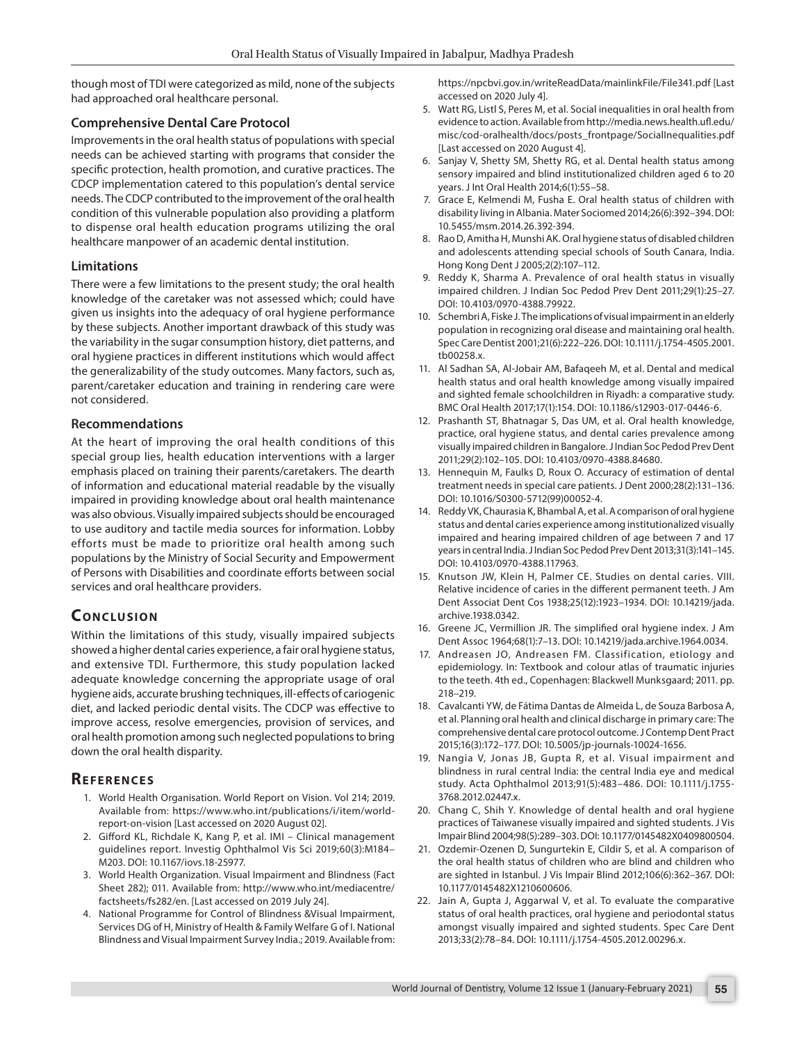though most of TDI were categorized as mild, none of the subjects had approached oral healthcare personal.

### Comprehensive Dental Care Protocol

Improvements in the oral health status of populations with special needs can be achieved starting with programs that consider the specific protection, health promotion, and curative practices. The CDCP implementation catered to this population's dental service needs. The CDCP contributed to the improvement of the oral health condition of this vulnerable population also providing a platform to dispense oral health education programs utilizing the oral healthcare manpower of an academic dental institution.

### Limitations

There were a few limitations to the present study; the oral health knowledge of the caretaker was not assessed which; could have given us insights into the adequacy of oral hygiene performance by these subjects. Another important drawback of this study was the variability in the sugar consumption history, diet patterns, and oral hygiene practices in different institutions which would affect the generalizability of the study outcomes. Many factors, such as, parent/caretaker education and training in rendering care were not considered.

### Recommendations

At the heart of improving the oral health conditions of this special group lies, health education interventions with a larger emphasis placed on training their parents/caretakers. The dearth of information and educational material readable by the visually impaired in providing knowledge about oral health maintenance was also obvious. Visually impaired subjects should be encouraged to use auditory and tactile media sources for information. Lobby efforts must be made to prioritize oral health among such populations by the Ministry of Social Security and Empowerment of Persons with Disabilities and coordinate efforts between social services and oral healthcare providers.

## Conclusion

Within the limitations of this study, visually impaired subjects showed a higher dental caries experience, a fair oral hygiene status, and extensive TDI. Furthermore, this study population lacked adequate knowledge concerning the appropriate usage of oral hygiene aids, accurate brushing techniques, ill-effects of cariogenic diet, and lacked periodic dental visits. The CDCP was effective to improve access, resolve emergencies, provision of services, and oral health promotion among such neglected populations to bring down the oral health disparity.

## References

1. World Health Organisation. World Report on Vision. Vol 214; 2019. Available from: https://www.who.int/publications/i/item/world-report-on-vision [Last accessed on 2020 August 02].
2. Gifford KL, Richdale K, Kang P, et al. IMI – Clinical management guidelines report. Investig Ophthalmol Vis Sci 2019;60(3):M184–M203. DOI: 10.1167/iovs.18-25977.
3. World Health Organization. Visual Impairment and Blindness (Fact Sheet 282); 011. Available from: http://www.who.int/mediacentre/factsheets/fs282/en. [Last accessed on 2019 July 24].
4. National Programme for Control of Blindness &Visual Impairment, Services DG of H, Ministry of Health & Family Welfare G of I. National Blindness and Visual Impairment Survey India.; 2019. Available from: https://npcbvi.gov.in/writeReadData/mainlinkFile/File341.pdf [Last accessed on 2020 July 4].
5. Watt RG, Listl S, Peres M, et al. Social inequalities in oral health from evidence to action. Available from http://media.news.health.ufl.edu/misc/cod-oralhealth/docs/posts_frontpage/SocialInequalities.pdf [Last accessed on 2020 August 4].
6. Sanjay V, Shetty SM, Shetty RG, et al. Dental health status among sensory impaired and blind institutionalized children aged 6 to 20 years. J Int Oral Health 2014;6(1):55–58.
7. Grace E, Kelmendi M, Fusha E. Oral health status of children with disability living in Albania. Mater Sociomed 2014;26(6):392–394. DOI: 10.5455/msm.2014.26.392-394.
8. Rao D, Amitha H, Munshi AK. Oral hygiene status of disabled children and adolescents attending special schools of South Canara, India. Hong Kong Dent J 2005;2(2):107–112.
9. Reddy K, Sharma A. Prevalence of oral health status in visually impaired children. J Indian Soc Pedod Prev Dent 2011;29(1):25–27. DOI: 10.4103/0970-4388.79922.
10. Schembri A, Fiske J. The implications of visual impairment in an elderly population in recognizing oral disease and maintaining oral health. Spec Care Dentist 2001;21(6):222–226. DOI: 10.1111/j.1754-4505.2001.tb00258.x.
11. Al Sadhan SA, Al-Jobair AM, Bafaqeeh M, et al. Dental and medical health status and oral health knowledge among visually impaired and sighted female schoolchildren in Riyadh: a comparative study. BMC Oral Health 2017;17(1):154. DOI: 10.1186/s12903-017-0446-6.
12. Prashanth ST, Bhatnagar S, Das UM, et al. Oral health knowledge, practice, oral hygiene status, and dental caries prevalence among visually impaired children in Bangalore. J Indian Soc Pedod Prev Dent 2011;29(2):102–105. DOI: 10.4103/0970-4388.84680.
13. Hennequin M, Faulks D, Roux O. Accuracy of estimation of dental treatment needs in special care patients. J Dent 2000;28(2):131–136. DOI: 10.1016/S0300-5712(99)00052-4.
14. Reddy VK, Chaurasia K, Bhambal A, et al. A comparison of oral hygiene status and dental caries experience among institutionalized visually impaired and hearing impaired children of age between 7 and 17 years in central India. J Indian Soc Pedod Prev Dent 2013;31(3):141–145. DOI: 10.4103/0970-4388.117963.
15. Knutson JW, Klein H, Palmer CE. Studies on dental caries. VIII. Relative incidence of caries in the different permanent teeth. J Am Dent Associat Dent Cos 1938;25(12):1923–1934. DOI: 10.14219/jada.archive.1938.0342.
16. Greene JC, Vermillion JR. The simplified oral hygiene index. J Am Dent Assoc 1964;68(1):7–13. DOI: 10.14219/jada.archive.1964.0034.
17. Andreasen JO, Andreasen FM. Classification, etiology and epidemiology. In: Textbook and colour atlas of traumatic injuries to the teeth. 4th ed., Copenhagen: Blackwell Munksgaard; 2011. pp. 218–219.
18. Cavalcanti YW, de Fátima Dantas de Almeida L, de Souza Barbosa A, et al. Planning oral health and clinical discharge in primary care: The comprehensive dental care protocol outcome. J Contemp Dent Pract 2015;16(3):172–177. DOI: 10.5005/jp-journals-10024-1656.
19. Nangia V, Jonas JB, Gupta R, et al. Visual impairment and blindness in rural central India: the central India eye and medical study. Acta Ophthalmol 2013;91(5):483–486. DOI: 10.1111/j.1755-3768.2012.02447.x.
20. Chang C, Shih Y. Knowledge of dental health and oral hygiene practices of Taiwanese visually impaired and sighted students. J Vis Impair Blind 2004;98(5):289–303. DOI: 10.1177/0145482X0409800504.
21. Ozdemir-Ozenen D, Sungurtekin E, Cildir S, et al. A comparison of the oral health status of children who are blind and children who are sighted in Istanbul. J Vis Impair Blind 2012;106(6):362–367. DOI: 10.1177/0145482X1210600606.
22. Jain A, Gupta J, Aggarwal V, et al. To evaluate the comparative status of oral health practices, oral hygiene and periodontal status amongst visually impaired and sighted students. Spec Care Dent 2013;33(2):78–84. DOI: 10.1111/j.1754-4505.2012.00296.x.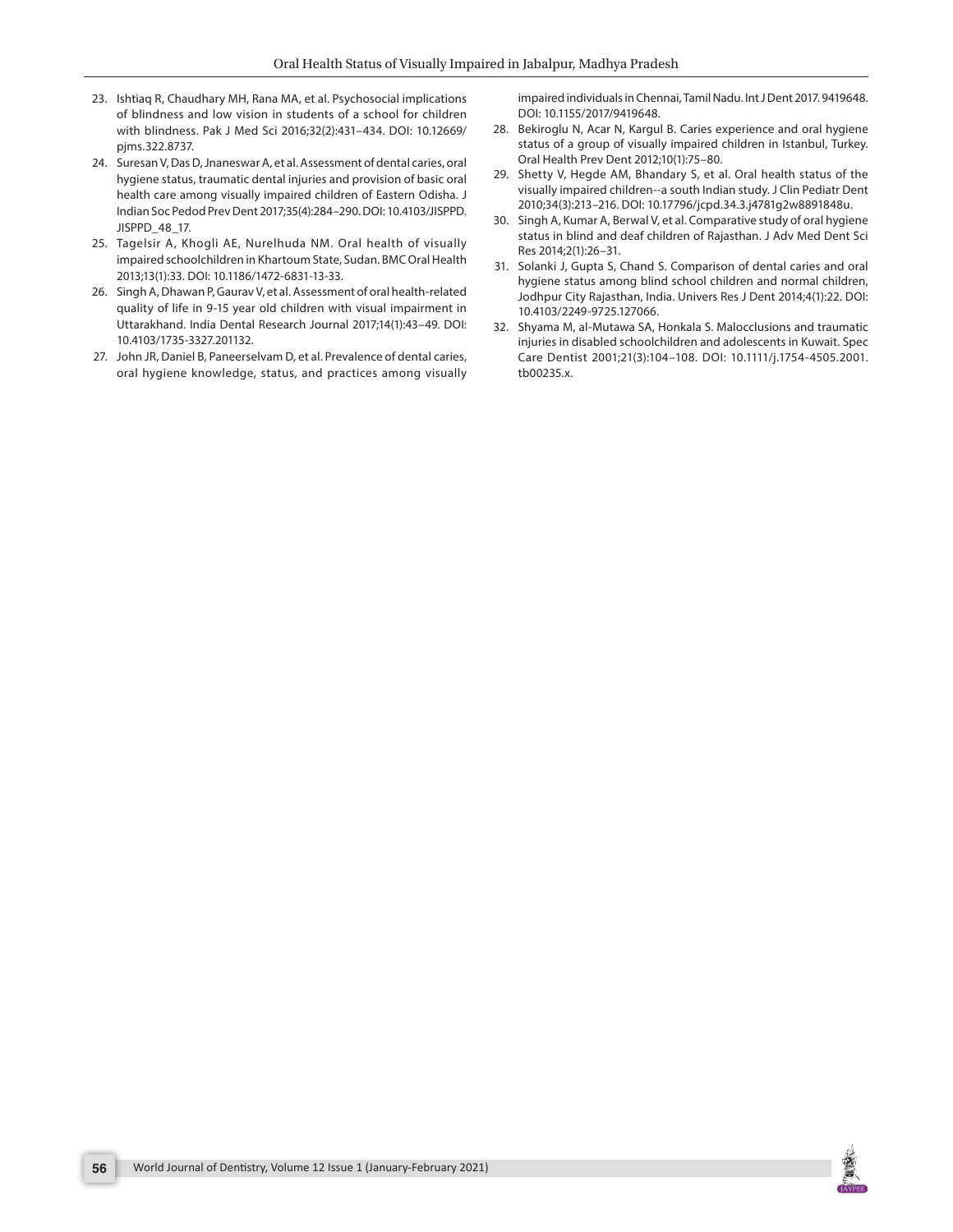23. Ishtiaq R, Chaudhary MH, Rana MA, et al. Psychosocial implications of blindness and low vision in students of a school for children with blindness. Pak J Med Sci 2016;32(2):431–434. DOI: 10.12669/pjms.322.8737.
24. Suresan V, Das D, Jnaneswar A, et al. Assessment of dental caries, oral hygiene status, traumatic dental injuries and provision of basic oral health care among visually impaired children of Eastern Odisha. J Indian Soc Pedod Prev Dent 2017;35(4):284–290. DOI: 10.4103/JISPPD.JISPPD_48_17.
25. Tagelsir A, Khogli AE, Nurelhuda NM. Oral health of visually impaired schoolchildren in Khartoum State, Sudan. BMC Oral Health 2013;13(1):33. DOI: 10.1186/1472-6831-13-33.
26. Singh A, Dhawan P, Gaurav V, et al. Assessment of oral health-related quality of life in 9-15 year old children with visual impairment in Uttarakhand. India Dental Research Journal 2017;14(1):43–49. DOI: 10.4103/1735-3327.201132.
27. John JR, Daniel B, Paneerselvam D, et al. Prevalence of dental caries, oral hygiene knowledge, status, and practices among visually impaired individuals in Chennai, Tamil Nadu. Int J Dent 2017. 9419648. DOI: 10.1155/2017/9419648.
28. Bekiroglu N, Acar N, Kargul B. Caries experience and oral hygiene status of a group of visually impaired children in Istanbul, Turkey. Oral Health Prev Dent 2012;10(1):75–80.
29. Shetty V, Hegde AM, Bhandary S, et al. Oral health status of the visually impaired children--a south Indian study. J Clin Pediatr Dent 2010;34(3):213–216. DOI: 10.17796/jcpd.34.3.j4781g2w8891848u.
30. Singh A, Kumar A, Berwal V, et al. Comparative study of oral hygiene status in blind and deaf children of Rajasthan. J Adv Med Dent Sci Res 2014;2(1):26–31.
31. Solanki J, Gupta S, Chand S. Comparison of dental caries and oral hygiene status among blind school children and normal children, Jodhpur City Rajasthan, India. Univers Res J Dent 2014;4(1):22. DOI: 10.4103/2249-9725.127066.
32. Shyama M, al-Mutawa SA, Honkala S. Malocclusions and traumatic injuries in disabled schoolchildren and adolescents in Kuwait. Spec Care Dentist 2001;21(3):104–108. DOI: 10.1111/j.1754-4505.2001.tb00235.x.